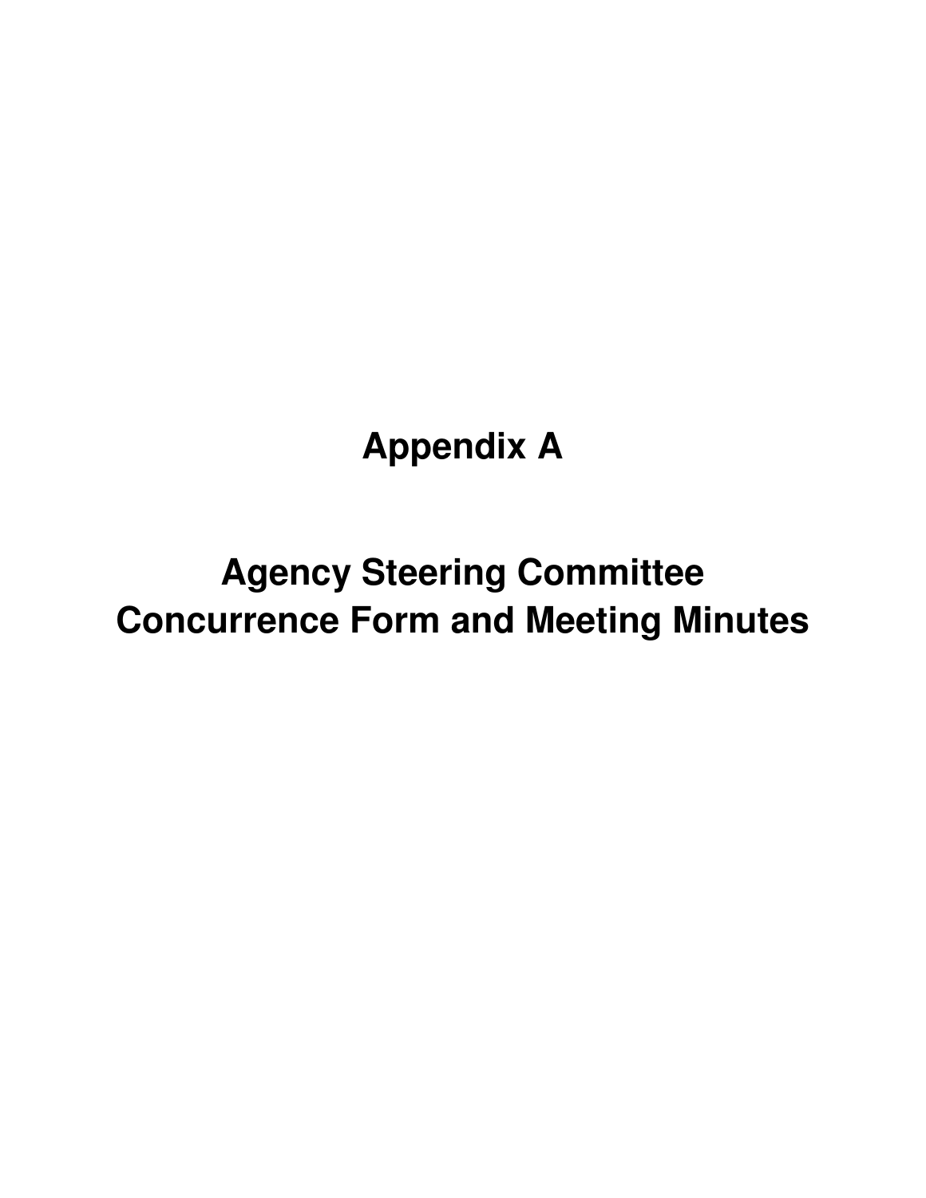# Appendix A

# Agency Steering Committee Concurrence Form and Meeting Minutes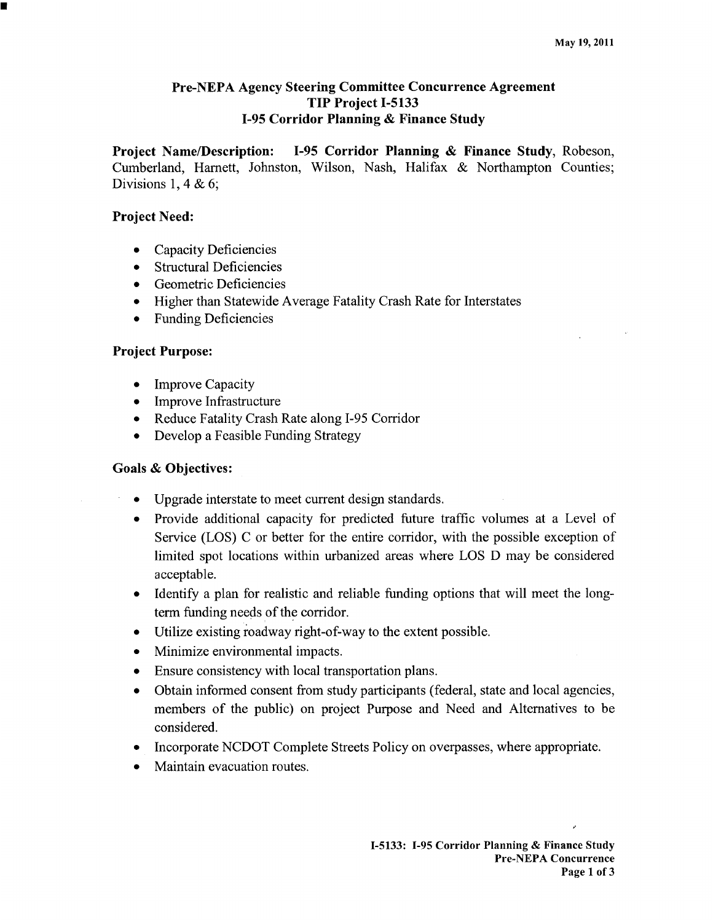May 19, 2011

# Pre-NEPA Agency Steering Committee Concurrence Agreement
# TIP Project I-5133
# I-95 Corridor Planning & Finance Study

**Project Name/Description: I-95 Corridor Planning & Finance Study**, Robeson, Cumberland, Harnett, Johnston, Wilson, Nash, Halifax & Northampton Counties; Divisions 1, 4 & 6;

**Project Need:**

- Capacity Deficiencies
- Structural Deficiencies
- Geometric Deficiencies
- Higher than Statewide Average Fatality Crash Rate for Interstates
- Funding Deficiencies

**Project Purpose:**

- Improve Capacity
- Improve Infrastructure
- Reduce Fatality Crash Rate along I-95 Corridor
- Develop a Feasible Funding Strategy

**Goals & Objectives:**

- Upgrade interstate to meet current design standards.
- Provide additional capacity for predicted future traffic volumes at a Level of Service (LOS) C or better for the entire corridor, with the possible exception of limited spot locations within urbanized areas where LOS D may be considered acceptable.
- Identify a plan for realistic and reliable funding options that will meet the long-term funding needs of the corridor.
- Utilize existing roadway right-of-way to the extent possible.
- Minimize environmental impacts.
- Ensure consistency with local transportation plans.
- Obtain informed consent from study participants (federal, state and local agencies, members of the public) on project Purpose and Need and Alternatives to be considered.
- Incorporate NCDOT Complete Streets Policy on overpasses, where appropriate.
- Maintain evacuation routes.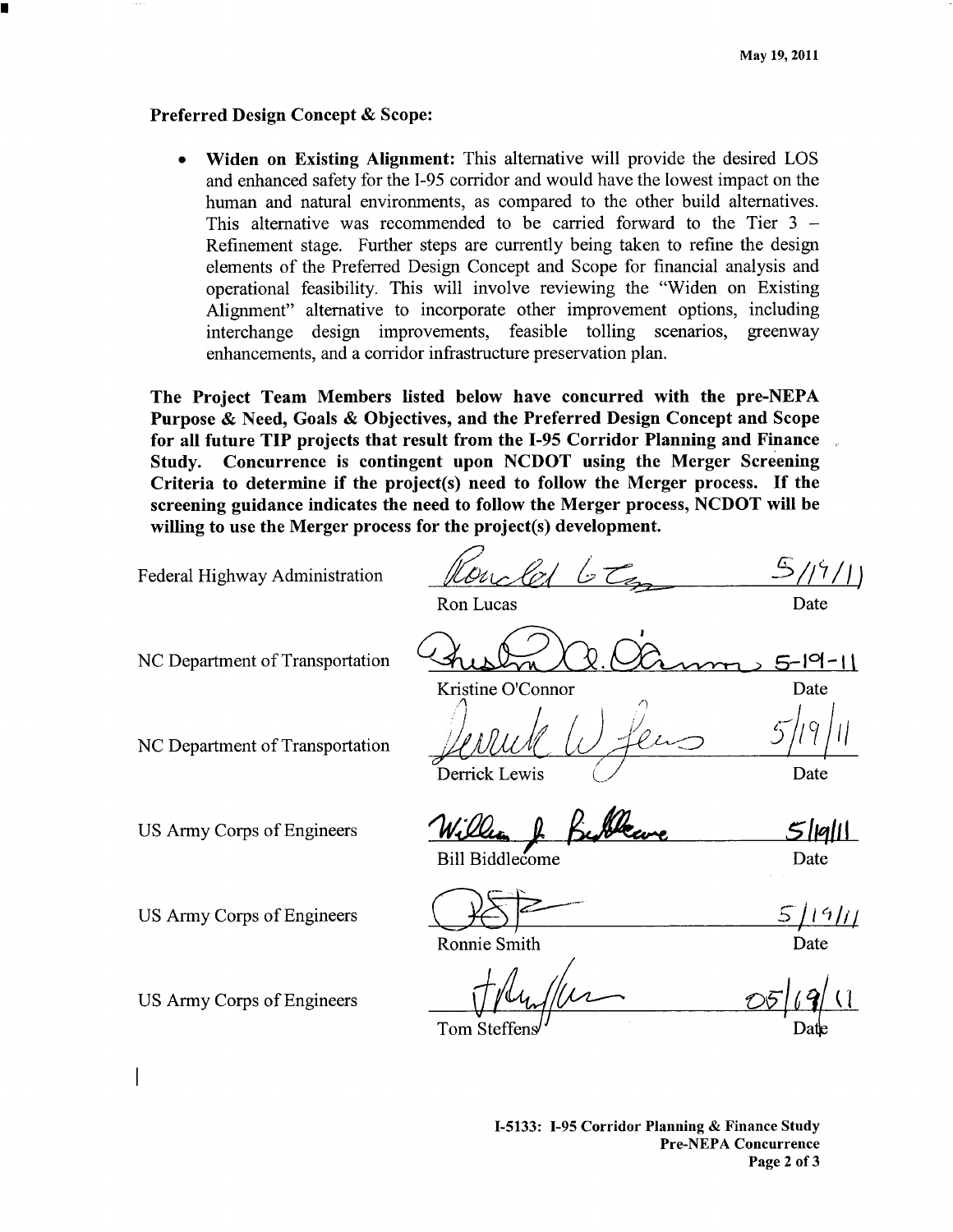May 19, 2011

**Preferred Design Concept & Scope:**

- **Widen on Existing Alignment:** This alternative will provide the desired LOS and enhanced safety for the I-95 corridor and would have the lowest impact on the human and natural environments, as compared to the other build alternatives. This alternative was recommended to be carried forward to the Tier 3 – Refinement stage. Further steps are currently being taken to refine the design elements of the Preferred Design Concept and Scope for financial analysis and operational feasibility. This will involve reviewing the "Widen on Existing Alignment" alternative to incorporate other improvement options, including interchange design improvements, feasible tolling scenarios, greenway enhancements, and a corridor infrastructure preservation plan.

**The Project Team Members listed below have concurred with the pre-NEPA Purpose & Need, Goals & Objectives, and the Preferred Design Concept and Scope for all future TIP projects that result from the I-95 Corridor Planning and Finance Study. Concurrence is contingent upon NCDOT using the Merger Screening Criteria to determine if the project(s) need to follow the Merger process. If the screening guidance indicates the need to follow the Merger process, NCDOT will be willing to use the Merger process for the project(s) development.**

| Agency | Name | Date |
|---|---|---|
| Federal Highway Administration | Ron Lucas | 5/19/11 |
| NC Department of Transportation | Kristine O'Connor | 5-19-11 |
| NC Department of Transportation | Derrick Lewis | 5/19/11 |
| US Army Corps of Engineers | Bill Biddlecome | 5/19/11 |
| US Army Corps of Engineers | Ronnie Smith | 5/19/11 |
| US Army Corps of Engineers | Tom Steffens | 05/19/11 |

I-5133: I-95 Corridor Planning & Finance Study
Pre-NEPA Concurrence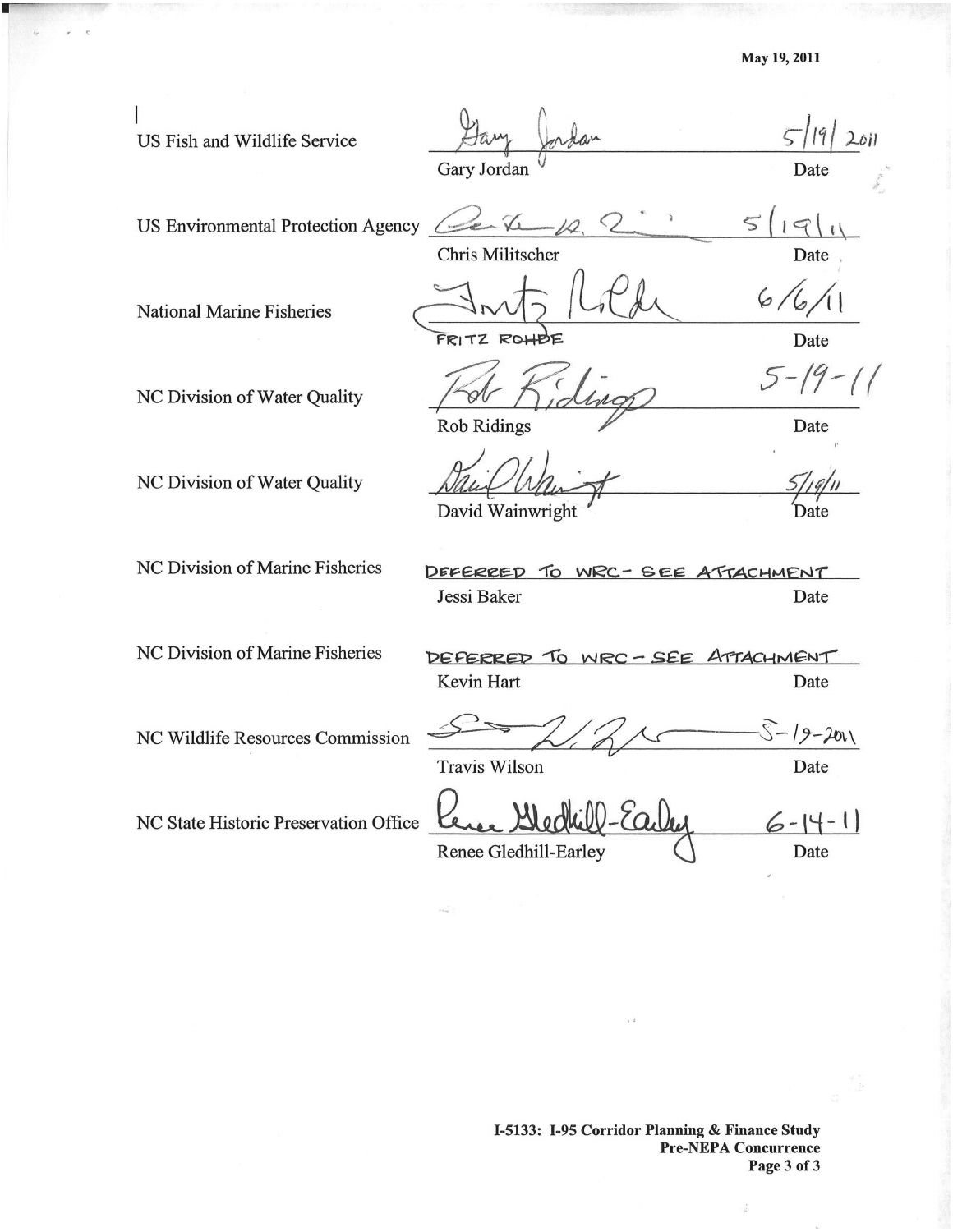May 19, 2011

| Agency | Signature / Name | Date |
|---|---|---|
| US Fish and Wildlife Service | Gary Jordan | 5/19/2011 |
| US Environmental Protection Agency | Chris Militscher | 5/19/11 |
| National Marine Fisheries | FRITZ ROHDE | 6/6/11 |
| NC Division of Water Quality | Rob Ridings | 5-19-11 |
| NC Division of Water Quality | David Wainwright | 5/19/11 |
| NC Division of Marine Fisheries | DEFERRED TO WRC - SEE ATTACHMENT<br>Jessi Baker | |
| NC Division of Marine Fisheries | DEFERRED TO WRC - SEE ATTACHMENT<br>Kevin Hart | |
| NC Wildlife Resources Commission | Travis Wilson | 5-19-2011 |
| NC State Historic Preservation Office | Renee Gledhill-Earley | 6-14-11 |

**I-5133: I-95 Corridor Planning & Finance Study**
**Pre-NEPA Concurrence**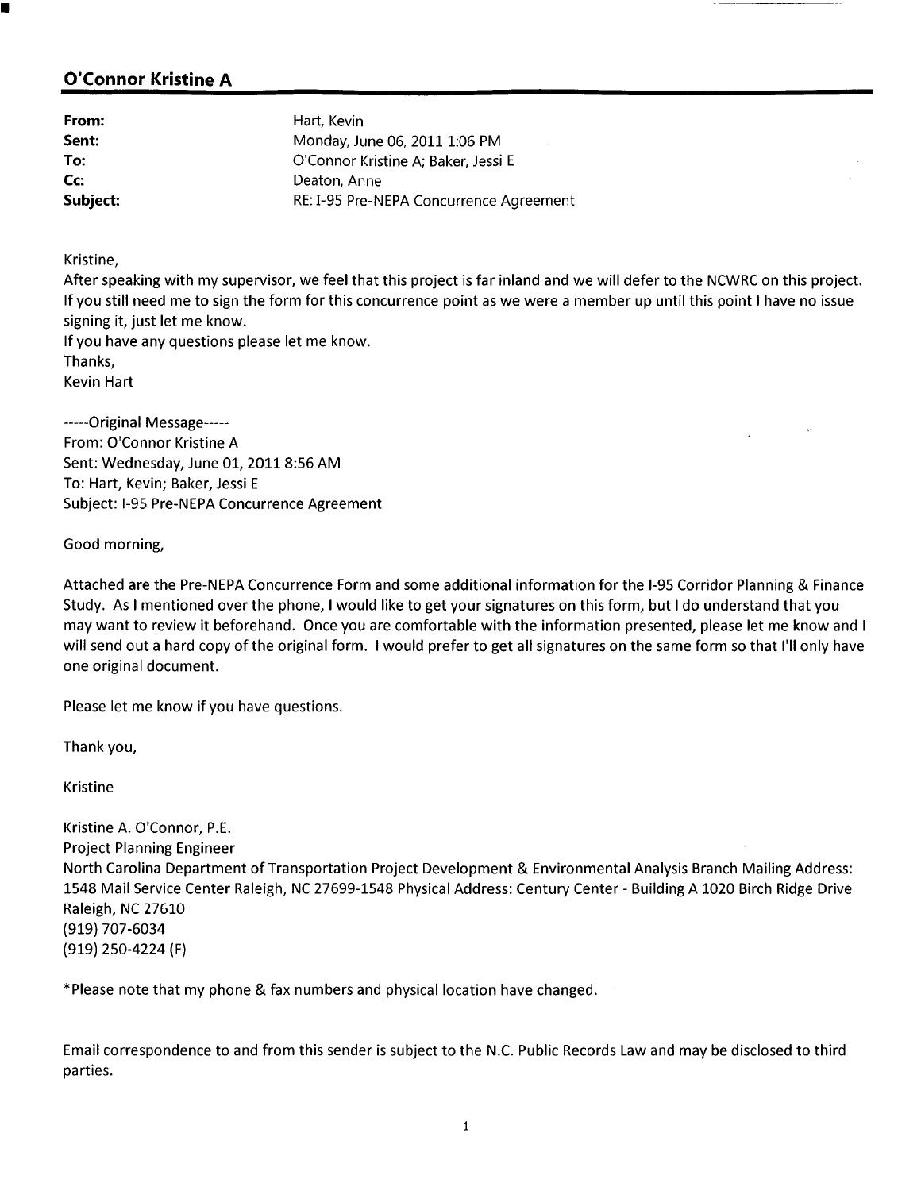## O'Connor Kristine A

| | |
|---|---|
| **From:** | Hart, Kevin |
| **Sent:** | Monday, June 06, 2011 1:06 PM |
| **To:** | O'Connor Kristine A; Baker, Jessi E |
| **Cc:** | Deaton, Anne |
| **Subject:** | RE: I-95 Pre-NEPA Concurrence Agreement |

Kristine,
After speaking with my supervisor, we feel that this project is far inland and we will defer to the NCWRC on this project. If you still need me to sign the form for this concurrence point as we were a member up until this point I have no issue signing it, just let me know.
If you have any questions please let me know.
Thanks,
Kevin Hart

-----Original Message-----
From: O'Connor Kristine A
Sent: Wednesday, June 01, 2011 8:56 AM
To: Hart, Kevin; Baker, Jessi E
Subject: I-95 Pre-NEPA Concurrence Agreement

Good morning,

Attached are the Pre-NEPA Concurrence Form and some additional information for the I-95 Corridor Planning & Finance Study. As I mentioned over the phone, I would like to get your signatures on this form, but I do understand that you may want to review it beforehand. Once you are comfortable with the information presented, please let me know and I will send out a hard copy of the original form. I would prefer to get all signatures on the same form so that I'll only have one original document.

Please let me know if you have questions.

Thank you,

Kristine

Kristine A. O'Connor, P.E.
Project Planning Engineer
North Carolina Department of Transportation Project Development & Environmental Analysis Branch Mailing Address: 1548 Mail Service Center Raleigh, NC 27699-1548 Physical Address: Century Center - Building A 1020 Birch Ridge Drive Raleigh, NC 27610
(919) 707-6034
(919) 250-4224 (F)

*Please note that my phone & fax numbers and physical location have changed.

Email correspondence to and from this sender is subject to the N.C. Public Records Law and may be disclosed to third parties.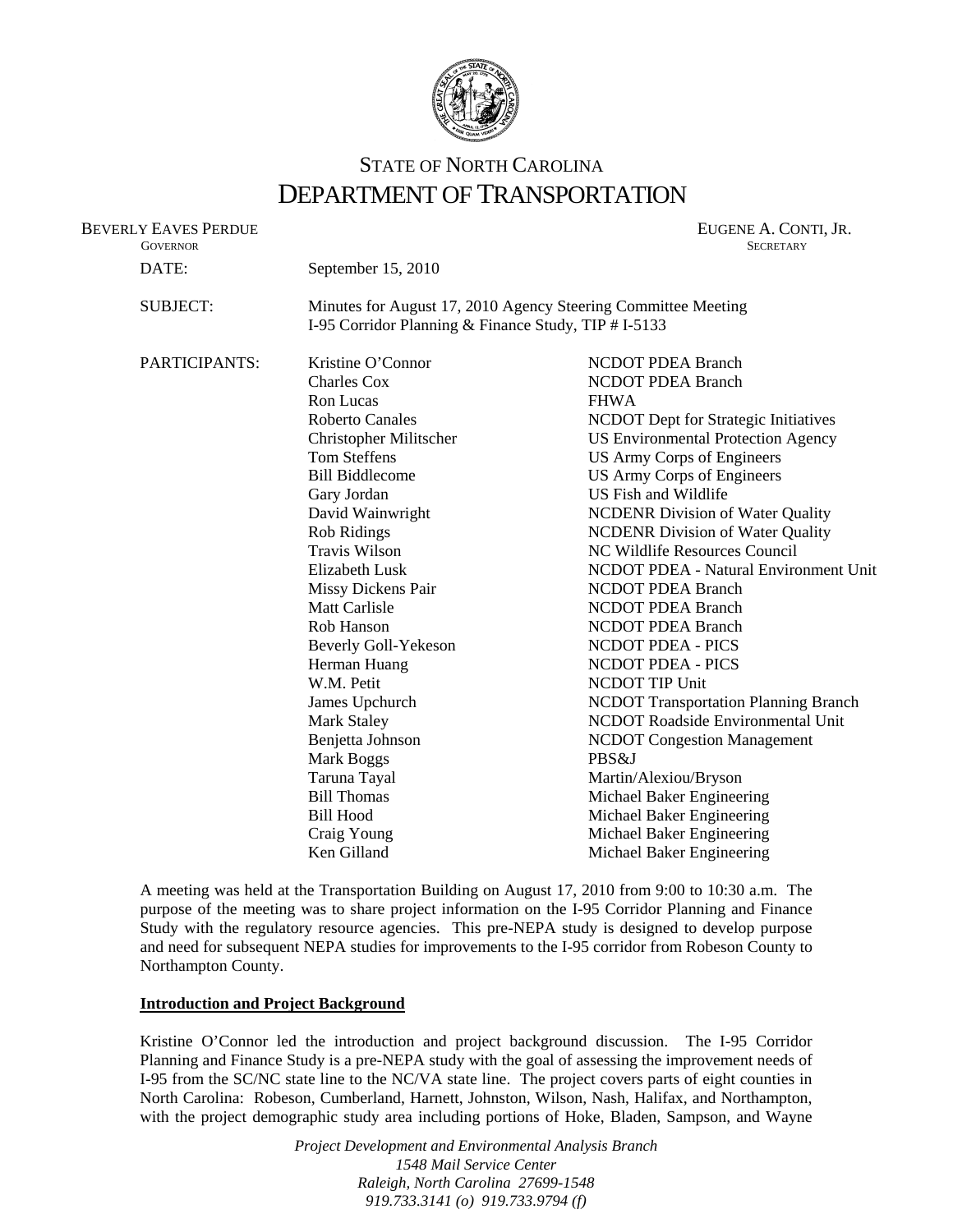# STATE OF NORTH CAROLINA
# DEPARTMENT OF TRANSPORTATION

BEVERLY EAVES PERDUE
GOVERNOR

EUGENE A. CONTI, JR.
SECRETARY

| | | |
|---|---|---|
| DATE: | September 15, 2010 | |
| SUBJECT: | Minutes for August 17, 2010 Agency Steering Committee Meeting<br>I-95 Corridor Planning & Finance Study, TIP # I-5133 | |
| PARTICIPANTS: | Kristine O'Connor | NCDOT PDEA Branch |
| | Charles Cox | NCDOT PDEA Branch |
| | Ron Lucas | FHWA |
| | Roberto Canales | NCDOT Dept for Strategic Initiatives |
| | Christopher Militscher | US Environmental Protection Agency |
| | Tom Steffens | US Army Corps of Engineers |
| | Bill Biddlecome | US Army Corps of Engineers |
| | Gary Jordan | US Fish and Wildlife |
| | David Wainwright | NCDENR Division of Water Quality |
| | Rob Ridings | NCDENR Division of Water Quality |
| | Travis Wilson | NC Wildlife Resources Council |
| | Elizabeth Lusk | NCDOT PDEA - Natural Environment Unit |
| | Missy Dickens Pair | NCDOT PDEA Branch |
| | Matt Carlisle | NCDOT PDEA Branch |
| | Rob Hanson | NCDOT PDEA Branch |
| | Beverly Goll-Yekeson | NCDOT PDEA - PICS |
| | Herman Huang | NCDOT PDEA - PICS |
| | W.M. Petit | NCDOT TIP Unit |
| | James Upchurch | NCDOT Transportation Planning Branch |
| | Mark Staley | NCDOT Roadside Environmental Unit |
| | Benjetta Johnson | NCDOT Congestion Management |
| | Mark Boggs | PBS&J |
| | Taruna Tayal | Martin/Alexiou/Bryson |
| | Bill Thomas | Michael Baker Engineering |
| | Bill Hood | Michael Baker Engineering |
| | Craig Young | Michael Baker Engineering |
| | Ken Gilland | Michael Baker Engineering |

A meeting was held at the Transportation Building on August 17, 2010 from 9:00 to 10:30 a.m. The purpose of the meeting was to share project information on the I-95 Corridor Planning and Finance Study with the regulatory resource agencies. This pre-NEPA study is designed to develop purpose and need for subsequent NEPA studies for improvements to the I-95 corridor from Robeson County to Northampton County.

**Introduction and Project Background**

Kristine O'Connor led the introduction and project background discussion. The I-95 Corridor Planning and Finance Study is a pre-NEPA study with the goal of assessing the improvement needs of I-95 from the SC/NC state line to the NC/VA state line. The project covers parts of eight counties in North Carolina: Robeson, Cumberland, Harnett, Johnston, Wilson, Nash, Halifax, and Northampton, with the project demographic study area including portions of Hoke, Bladen, Sampson, and Wayne

*Project Development and Environmental Analysis Branch*
*1548 Mail Service Center*
*Raleigh, North Carolina 27699-1548*
*919.733.3141 (o) 919.733.9794 (f)*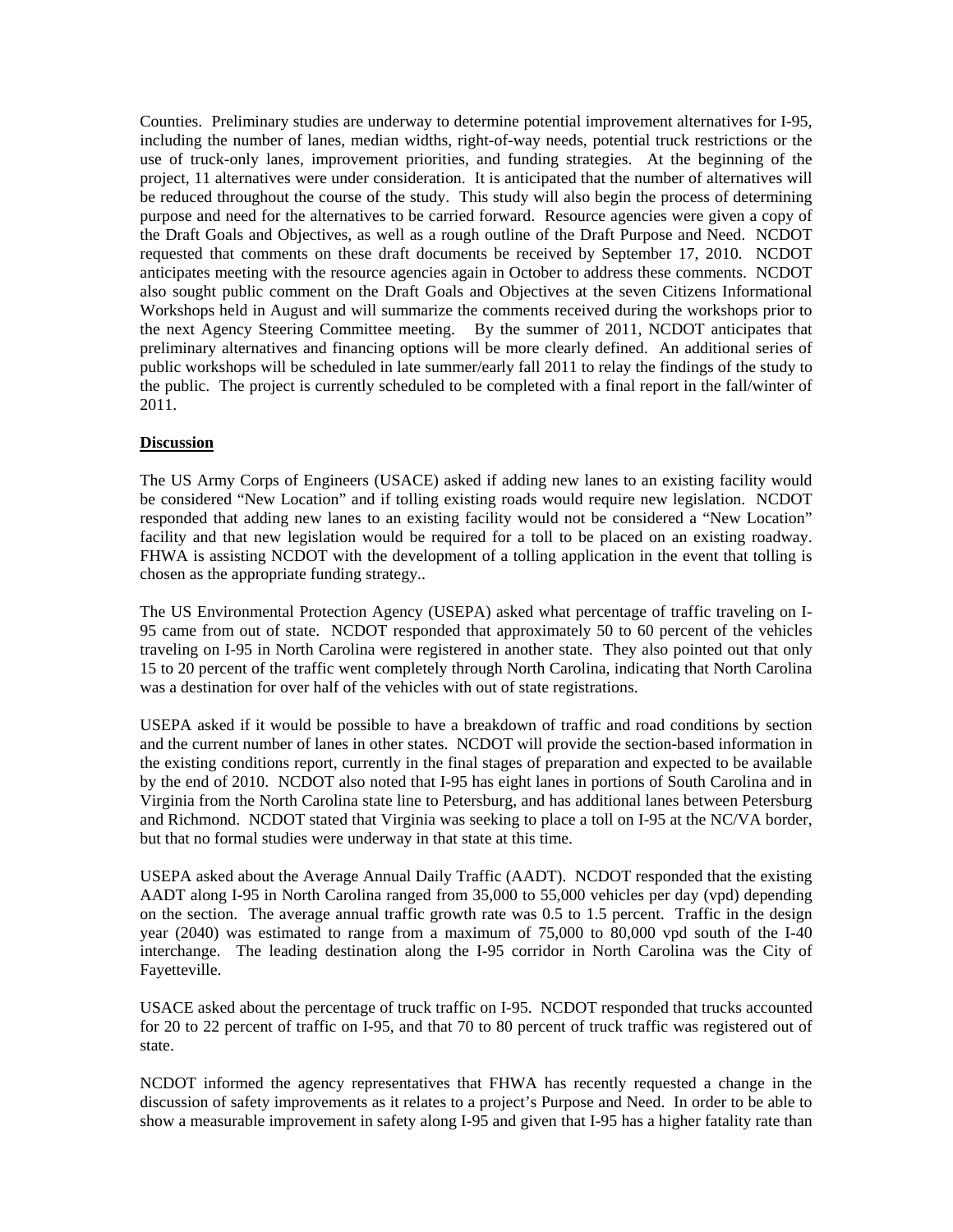Counties. Preliminary studies are underway to determine potential improvement alternatives for I-95, including the number of lanes, median widths, right-of-way needs, potential truck restrictions or the use of truck-only lanes, improvement priorities, and funding strategies. At the beginning of the project, 11 alternatives were under consideration. It is anticipated that the number of alternatives will be reduced throughout the course of the study. This study will also begin the process of determining purpose and need for the alternatives to be carried forward. Resource agencies were given a copy of the Draft Goals and Objectives, as well as a rough outline of the Draft Purpose and Need. NCDOT requested that comments on these draft documents be received by September 17, 2010. NCDOT anticipates meeting with the resource agencies again in October to address these comments. NCDOT also sought public comment on the Draft Goals and Objectives at the seven Citizens Informational Workshops held in August and will summarize the comments received during the workshops prior to the next Agency Steering Committee meeting. By the summer of 2011, NCDOT anticipates that preliminary alternatives and financing options will be more clearly defined. An additional series of public workshops will be scheduled in late summer/early fall 2011 to relay the findings of the study to the public. The project is currently scheduled to be completed with a final report in the fall/winter of 2011.

**Discussion**

The US Army Corps of Engineers (USACE) asked if adding new lanes to an existing facility would be considered "New Location" and if tolling existing roads would require new legislation. NCDOT responded that adding new lanes to an existing facility would not be considered a "New Location" facility and that new legislation would be required for a toll to be placed on an existing roadway. FHWA is assisting NCDOT with the development of a tolling application in the event that tolling is chosen as the appropriate funding strategy..

The US Environmental Protection Agency (USEPA) asked what percentage of traffic traveling on I-95 came from out of state. NCDOT responded that approximately 50 to 60 percent of the vehicles traveling on I-95 in North Carolina were registered in another state. They also pointed out that only 15 to 20 percent of the traffic went completely through North Carolina, indicating that North Carolina was a destination for over half of the vehicles with out of state registrations.

USEPA asked if it would be possible to have a breakdown of traffic and road conditions by section and the current number of lanes in other states. NCDOT will provide the section-based information in the existing conditions report, currently in the final stages of preparation and expected to be available by the end of 2010. NCDOT also noted that I-95 has eight lanes in portions of South Carolina and in Virginia from the North Carolina state line to Petersburg, and has additional lanes between Petersburg and Richmond. NCDOT stated that Virginia was seeking to place a toll on I-95 at the NC/VA border, but that no formal studies were underway in that state at this time.

USEPA asked about the Average Annual Daily Traffic (AADT). NCDOT responded that the existing AADT along I-95 in North Carolina ranged from 35,000 to 55,000 vehicles per day (vpd) depending on the section. The average annual traffic growth rate was 0.5 to 1.5 percent. Traffic in the design year (2040) was estimated to range from a maximum of 75,000 to 80,000 vpd south of the I-40 interchange. The leading destination along the I-95 corridor in North Carolina was the City of Fayetteville.

USACE asked about the percentage of truck traffic on I-95. NCDOT responded that trucks accounted for 20 to 22 percent of traffic on I-95, and that 70 to 80 percent of truck traffic was registered out of state.

NCDOT informed the agency representatives that FHWA has recently requested a change in the discussion of safety improvements as it relates to a project's Purpose and Need. In order to be able to show a measurable improvement in safety along I-95 and given that I-95 has a higher fatality rate than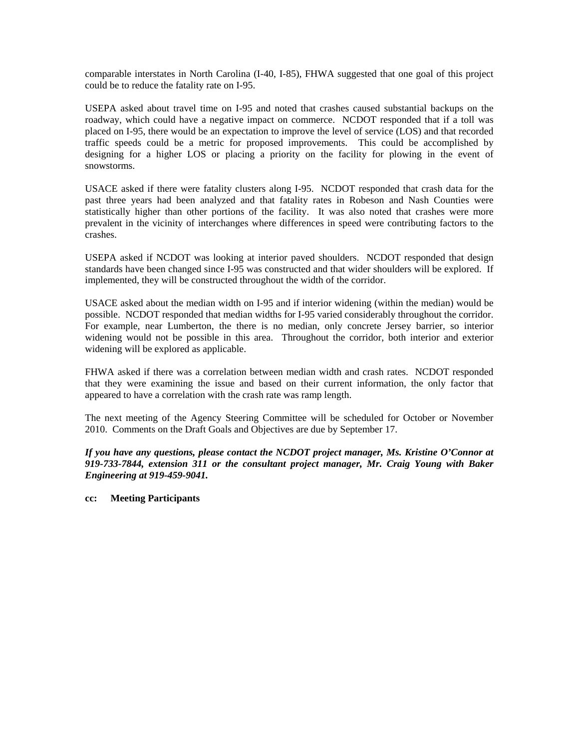comparable interstates in North Carolina (I-40, I-85), FHWA suggested that one goal of this project could be to reduce the fatality rate on I-95.

USEPA asked about travel time on I-95 and noted that crashes caused substantial backups on the roadway, which could have a negative impact on commerce. NCDOT responded that if a toll was placed on I-95, there would be an expectation to improve the level of service (LOS) and that recorded traffic speeds could be a metric for proposed improvements. This could be accomplished by designing for a higher LOS or placing a priority on the facility for plowing in the event of snowstorms.

USACE asked if there were fatality clusters along I-95. NCDOT responded that crash data for the past three years had been analyzed and that fatality rates in Robeson and Nash Counties were statistically higher than other portions of the facility. It was also noted that crashes were more prevalent in the vicinity of interchanges where differences in speed were contributing factors to the crashes.

USEPA asked if NCDOT was looking at interior paved shoulders. NCDOT responded that design standards have been changed since I-95 was constructed and that wider shoulders will be explored. If implemented, they will be constructed throughout the width of the corridor.

USACE asked about the median width on I-95 and if interior widening (within the median) would be possible. NCDOT responded that median widths for I-95 varied considerably throughout the corridor. For example, near Lumberton, the there is no median, only concrete Jersey barrier, so interior widening would not be possible in this area. Throughout the corridor, both interior and exterior widening will be explored as applicable.

FHWA asked if there was a correlation between median width and crash rates. NCDOT responded that they were examining the issue and based on their current information, the only factor that appeared to have a correlation with the crash rate was ramp length.

The next meeting of the Agency Steering Committee will be scheduled for October or November 2010. Comments on the Draft Goals and Objectives are due by September 17.

***If you have any questions, please contact the NCDOT project manager, Ms. Kristine O'Connor at 919-733-7844, extension 311 or the consultant project manager, Mr. Craig Young with Baker Engineering at 919-459-9041.***

**cc: Meeting Participants**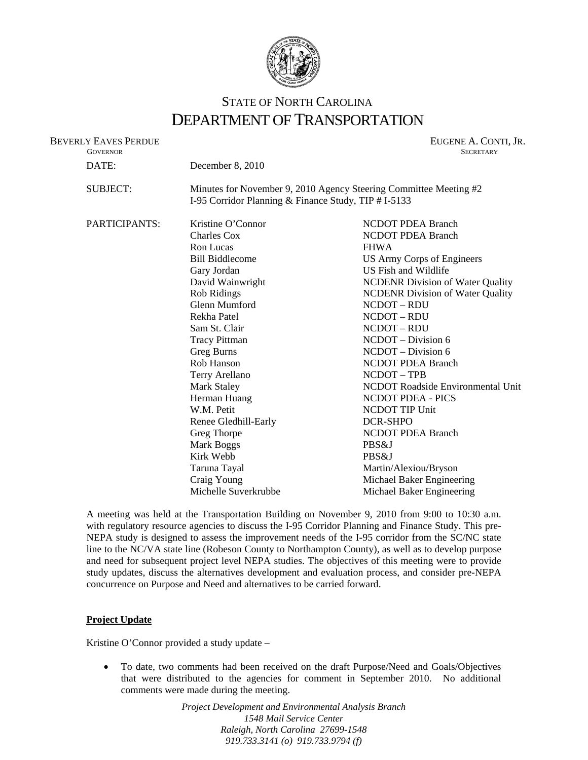# STATE OF NORTH CAROLINA
# DEPARTMENT OF TRANSPORTATION

BEVERLY EAVES PERDUE
GOVERNOR

EUGENE A. CONTI, JR.
SECRETARY

| | | |
|---|---|---|
| DATE: | December 8, 2010 | |
| SUBJECT: | Minutes for November 9, 2010 Agency Steering Committee Meeting #2<br>I-95 Corridor Planning & Finance Study, TIP # I-5133 | |
| PARTICIPANTS: | Kristine O'Connor | NCDOT PDEA Branch |
| | Charles Cox | NCDOT PDEA Branch |
| | Ron Lucas | FHWA |
| | Bill Biddlecome | US Army Corps of Engineers |
| | Gary Jordan | US Fish and Wildlife |
| | David Wainwright | NCDENR Division of Water Quality |
| | Rob Ridings | NCDENR Division of Water Quality |
| | Glenn Mumford | NCDOT – RDU |
| | Rekha Patel | NCDOT – RDU |
| | Sam St. Clair | NCDOT – RDU |
| | Tracy Pittman | NCDOT – Division 6 |
| | Greg Burns | NCDOT – Division 6 |
| | Rob Hanson | NCDOT PDEA Branch |
| | Terry Arellano | NCDOT – TPB |
| | Mark Staley | NCDOT Roadside Environmental Unit |
| | Herman Huang | NCDOT PDEA - PICS |
| | W.M. Petit | NCDOT TIP Unit |
| | Renee Gledhill-Early | DCR-SHPO |
| | Greg Thorpe | NCDOT PDEA Branch |
| | Mark Boggs | PBS&J |
| | Kirk Webb | PBS&J |
| | Taruna Tayal | Martin/Alexiou/Bryson |
| | Craig Young | Michael Baker Engineering |
| | Michelle Suverkrubbe | Michael Baker Engineering |

A meeting was held at the Transportation Building on November 9, 2010 from 9:00 to 10:30 a.m. with regulatory resource agencies to discuss the I-95 Corridor Planning and Finance Study. This pre-NEPA study is designed to assess the improvement needs of the I-95 corridor from the SC/NC state line to the NC/VA state line (Robeson County to Northampton County), as well as to develop purpose and need for subsequent project level NEPA studies. The objectives of this meeting were to provide study updates, discuss the alternatives development and evaluation process, and consider pre-NEPA concurrence on Purpose and Need and alternatives to be carried forward.

**Project Update**

Kristine O'Connor provided a study update –

- To date, two comments had been received on the draft Purpose/Need and Goals/Objectives that were distributed to the agencies for comment in September 2010. No additional comments were made during the meeting.

*Project Development and Environmental Analysis Branch*
*1548 Mail Service Center*
*Raleigh, North Carolina 27699-1548*
*919.733.3141 (o) 919.733.9794 (f)*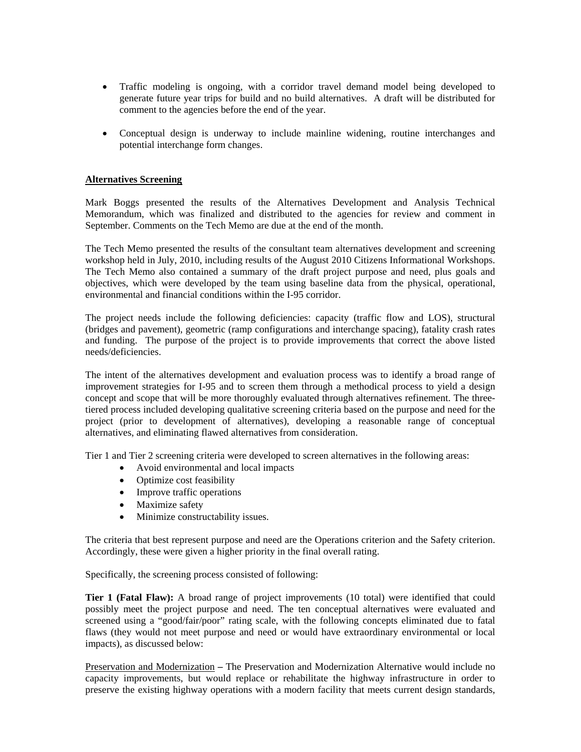- Traffic modeling is ongoing, with a corridor travel demand model being developed to generate future year trips for build and no build alternatives. A draft will be distributed for comment to the agencies before the end of the year.

- Conceptual design is underway to include mainline widening, routine interchanges and potential interchange form changes.

## Alternatives Screening

Mark Boggs presented the results of the Alternatives Development and Analysis Technical Memorandum, which was finalized and distributed to the agencies for review and comment in September. Comments on the Tech Memo are due at the end of the month.

The Tech Memo presented the results of the consultant team alternatives development and screening workshop held in July, 2010, including results of the August 2010 Citizens Informational Workshops. The Tech Memo also contained a summary of the draft project purpose and need, plus goals and objectives, which were developed by the team using baseline data from the physical, operational, environmental and financial conditions within the I-95 corridor.

The project needs include the following deficiencies: capacity (traffic flow and LOS), structural (bridges and pavement), geometric (ramp configurations and interchange spacing), fatality crash rates and funding. The purpose of the project is to provide improvements that correct the above listed needs/deficiencies.

The intent of the alternatives development and evaluation process was to identify a broad range of improvement strategies for I-95 and to screen them through a methodical process to yield a design concept and scope that will be more thoroughly evaluated through alternatives refinement. The three-tiered process included developing qualitative screening criteria based on the purpose and need for the project (prior to development of alternatives), developing a reasonable range of conceptual alternatives, and eliminating flawed alternatives from consideration.

Tier 1 and Tier 2 screening criteria were developed to screen alternatives in the following areas:

- Avoid environmental and local impacts
- Optimize cost feasibility
- Improve traffic operations
- Maximize safety
- Minimize constructability issues.

The criteria that best represent purpose and need are the Operations criterion and the Safety criterion. Accordingly, these were given a higher priority in the final overall rating.

Specifically, the screening process consisted of following:

**Tier 1 (Fatal Flaw):** A broad range of project improvements (10 total) were identified that could possibly meet the project purpose and need. The ten conceptual alternatives were evaluated and screened using a "good/fair/poor" rating scale, with the following concepts eliminated due to fatal flaws (they would not meet purpose and need or would have extraordinary environmental or local impacts), as discussed below:

Preservation and Modernization **–** The Preservation and Modernization Alternative would include no capacity improvements, but would replace or rehabilitate the highway infrastructure in order to preserve the existing highway operations with a modern facility that meets current design standards,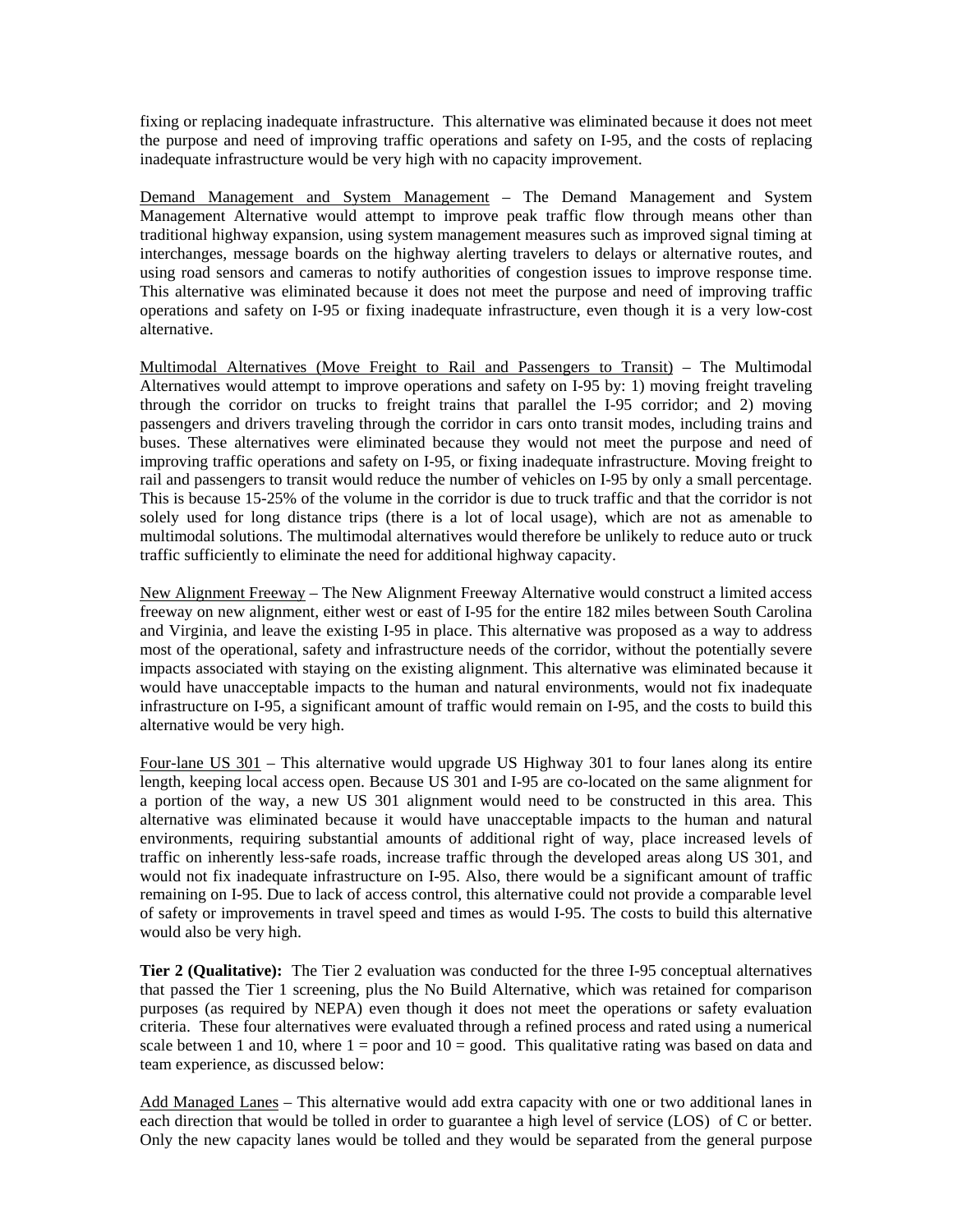fixing or replacing inadequate infrastructure. This alternative was eliminated because it does not meet the purpose and need of improving traffic operations and safety on I-95, and the costs of replacing inadequate infrastructure would be very high with no capacity improvement.

<u>Demand Management and System Management</u> – The Demand Management and System Management Alternative would attempt to improve peak traffic flow through means other than traditional highway expansion, using system management measures such as improved signal timing at interchanges, message boards on the highway alerting travelers to delays or alternative routes, and using road sensors and cameras to notify authorities of congestion issues to improve response time. This alternative was eliminated because it does not meet the purpose and need of improving traffic operations and safety on I-95 or fixing inadequate infrastructure, even though it is a very low-cost alternative.

<u>Multimodal Alternatives (Move Freight to Rail and Passengers to Transit)</u> – The Multimodal Alternatives would attempt to improve operations and safety on I-95 by: 1) moving freight traveling through the corridor on trucks to freight trains that parallel the I-95 corridor; and 2) moving passengers and drivers traveling through the corridor in cars onto transit modes, including trains and buses. These alternatives were eliminated because they would not meet the purpose and need of improving traffic operations and safety on I-95, or fixing inadequate infrastructure. Moving freight to rail and passengers to transit would reduce the number of vehicles on I-95 by only a small percentage. This is because 15-25% of the volume in the corridor is due to truck traffic and that the corridor is not solely used for long distance trips (there is a lot of local usage), which are not as amenable to multimodal solutions. The multimodal alternatives would therefore be unlikely to reduce auto or truck traffic sufficiently to eliminate the need for additional highway capacity.

<u>New Alignment Freeway</u> – The New Alignment Freeway Alternative would construct a limited access freeway on new alignment, either west or east of I-95 for the entire 182 miles between South Carolina and Virginia, and leave the existing I-95 in place. This alternative was proposed as a way to address most of the operational, safety and infrastructure needs of the corridor, without the potentially severe impacts associated with staying on the existing alignment. This alternative was eliminated because it would have unacceptable impacts to the human and natural environments, would not fix inadequate infrastructure on I-95, a significant amount of traffic would remain on I-95, and the costs to build this alternative would be very high.

<u>Four-lane US 301</u> – This alternative would upgrade US Highway 301 to four lanes along its entire length, keeping local access open. Because US 301 and I-95 are co-located on the same alignment for a portion of the way, a new US 301 alignment would need to be constructed in this area. This alternative was eliminated because it would have unacceptable impacts to the human and natural environments, requiring substantial amounts of additional right of way, place increased levels of traffic on inherently less-safe roads, increase traffic through the developed areas along US 301, and would not fix inadequate infrastructure on I-95. Also, there would be a significant amount of traffic remaining on I-95. Due to lack of access control, this alternative could not provide a comparable level of safety or improvements in travel speed and times as would I-95. The costs to build this alternative would also be very high.

**Tier 2 (Qualitative):** The Tier 2 evaluation was conducted for the three I-95 conceptual alternatives that passed the Tier 1 screening, plus the No Build Alternative, which was retained for comparison purposes (as required by NEPA) even though it does not meet the operations or safety evaluation criteria. These four alternatives were evaluated through a refined process and rated using a numerical scale between 1 and 10, where 1 = poor and 10 = good. This qualitative rating was based on data and team experience, as discussed below:

<u>Add Managed Lanes</u> – This alternative would add extra capacity with one or two additional lanes in each direction that would be tolled in order to guarantee a high level of service (LOS) of C or better. Only the new capacity lanes would be tolled and they would be separated from the general purpose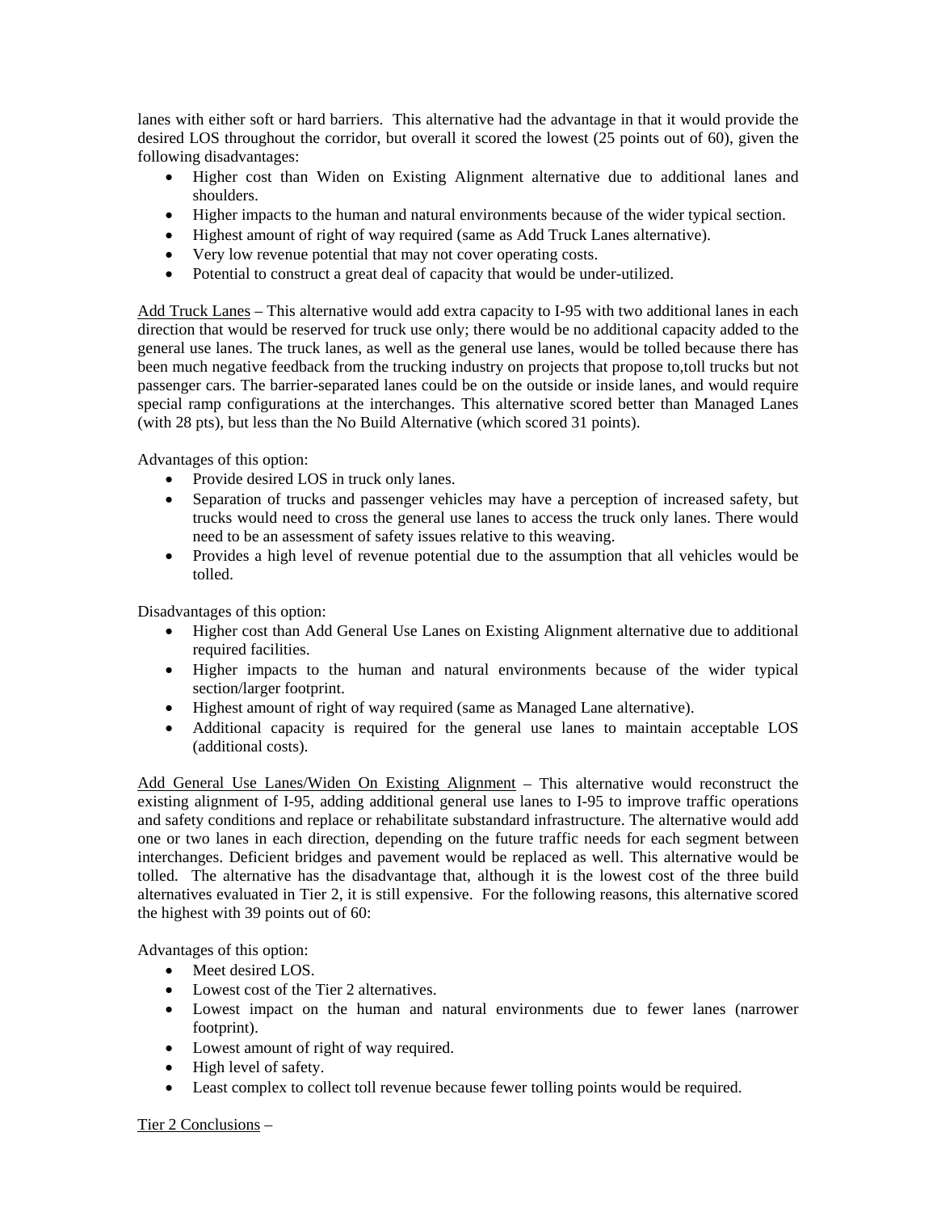lanes with either soft or hard barriers. This alternative had the advantage in that it would provide the desired LOS throughout the corridor, but overall it scored the lowest (25 points out of 60), given the following disadvantages:

- Higher cost than Widen on Existing Alignment alternative due to additional lanes and shoulders.
- Higher impacts to the human and natural environments because of the wider typical section.
- Highest amount of right of way required (same as Add Truck Lanes alternative).
- Very low revenue potential that may not cover operating costs.
- Potential to construct a great deal of capacity that would be under-utilized.

<u>Add Truck Lanes</u> – This alternative would add extra capacity to I-95 with two additional lanes in each direction that would be reserved for truck use only; there would be no additional capacity added to the general use lanes. The truck lanes, as well as the general use lanes, would be tolled because there has been much negative feedback from the trucking industry on projects that propose to,toll trucks but not passenger cars. The barrier-separated lanes could be on the outside or inside lanes, and would require special ramp configurations at the interchanges. This alternative scored better than Managed Lanes (with 28 pts), but less than the No Build Alternative (which scored 31 points).

Advantages of this option:

- Provide desired LOS in truck only lanes.
- Separation of trucks and passenger vehicles may have a perception of increased safety, but trucks would need to cross the general use lanes to access the truck only lanes. There would need to be an assessment of safety issues relative to this weaving.
- Provides a high level of revenue potential due to the assumption that all vehicles would be tolled.

Disadvantages of this option:

- Higher cost than Add General Use Lanes on Existing Alignment alternative due to additional required facilities.
- Higher impacts to the human and natural environments because of the wider typical section/larger footprint.
- Highest amount of right of way required (same as Managed Lane alternative).
- Additional capacity is required for the general use lanes to maintain acceptable LOS (additional costs).

<u>Add General Use Lanes/Widen On Existing Alignment</u> – This alternative would reconstruct the existing alignment of I-95, adding additional general use lanes to I-95 to improve traffic operations and safety conditions and replace or rehabilitate substandard infrastructure. The alternative would add one or two lanes in each direction, depending on the future traffic needs for each segment between interchanges. Deficient bridges and pavement would be replaced as well. This alternative would be tolled. The alternative has the disadvantage that, although it is the lowest cost of the three build alternatives evaluated in Tier 2, it is still expensive. For the following reasons, this alternative scored the highest with 39 points out of 60:

Advantages of this option:

- Meet desired LOS.
- Lowest cost of the Tier 2 alternatives.
- Lowest impact on the human and natural environments due to fewer lanes (narrower footprint).
- Lowest amount of right of way required.
- High level of safety.
- Least complex to collect toll revenue because fewer tolling points would be required.

<u>Tier 2 Conclusions</u> –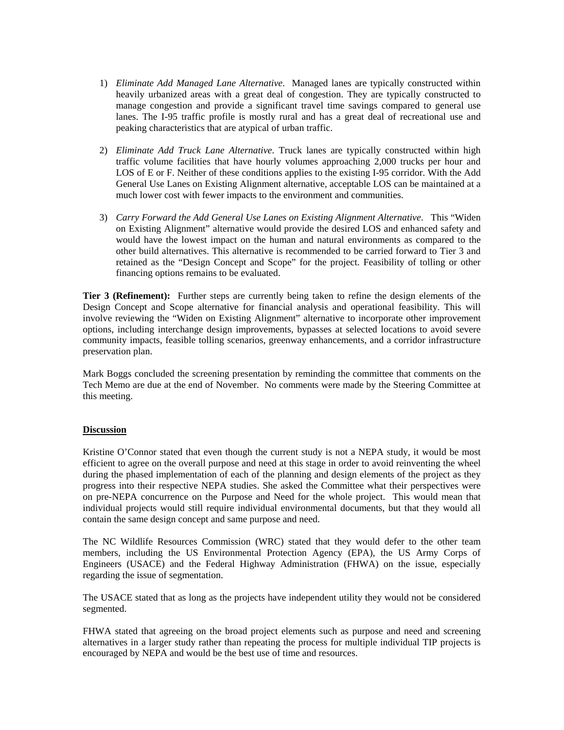1) *Eliminate Add Managed Lane Alternative*. Managed lanes are typically constructed within heavily urbanized areas with a great deal of congestion. They are typically constructed to manage congestion and provide a significant travel time savings compared to general use lanes. The I-95 traffic profile is mostly rural and has a great deal of recreational use and peaking characteristics that are atypical of urban traffic.

2) *Eliminate Add Truck Lane Alternative*. Truck lanes are typically constructed within high traffic volume facilities that have hourly volumes approaching 2,000 trucks per hour and LOS of E or F. Neither of these conditions applies to the existing I-95 corridor. With the Add General Use Lanes on Existing Alignment alternative, acceptable LOS can be maintained at a much lower cost with fewer impacts to the environment and communities.

3) *Carry Forward the Add General Use Lanes on Existing Alignment Alternative*. This "Widen on Existing Alignment" alternative would provide the desired LOS and enhanced safety and would have the lowest impact on the human and natural environments as compared to the other build alternatives. This alternative is recommended to be carried forward to Tier 3 and retained as the "Design Concept and Scope" for the project. Feasibility of tolling or other financing options remains to be evaluated.

**Tier 3 (Refinement):** Further steps are currently being taken to refine the design elements of the Design Concept and Scope alternative for financial analysis and operational feasibility. This will involve reviewing the "Widen on Existing Alignment" alternative to incorporate other improvement options, including interchange design improvements, bypasses at selected locations to avoid severe community impacts, feasible tolling scenarios, greenway enhancements, and a corridor infrastructure preservation plan.

Mark Boggs concluded the screening presentation by reminding the committee that comments on the Tech Memo are due at the end of November. No comments were made by the Steering Committee at this meeting.

**Discussion**

Kristine O'Connor stated that even though the current study is not a NEPA study, it would be most efficient to agree on the overall purpose and need at this stage in order to avoid reinventing the wheel during the phased implementation of each of the planning and design elements of the project as they progress into their respective NEPA studies. She asked the Committee what their perspectives were on pre-NEPA concurrence on the Purpose and Need for the whole project. This would mean that individual projects would still require individual environmental documents, but that they would all contain the same design concept and same purpose and need.

The NC Wildlife Resources Commission (WRC) stated that they would defer to the other team members, including the US Environmental Protection Agency (EPA), the US Army Corps of Engineers (USACE) and the Federal Highway Administration (FHWA) on the issue, especially regarding the issue of segmentation.

The USACE stated that as long as the projects have independent utility they would not be considered segmented.

FHWA stated that agreeing on the broad project elements such as purpose and need and screening alternatives in a larger study rather than repeating the process for multiple individual TIP projects is encouraged by NEPA and would be the best use of time and resources.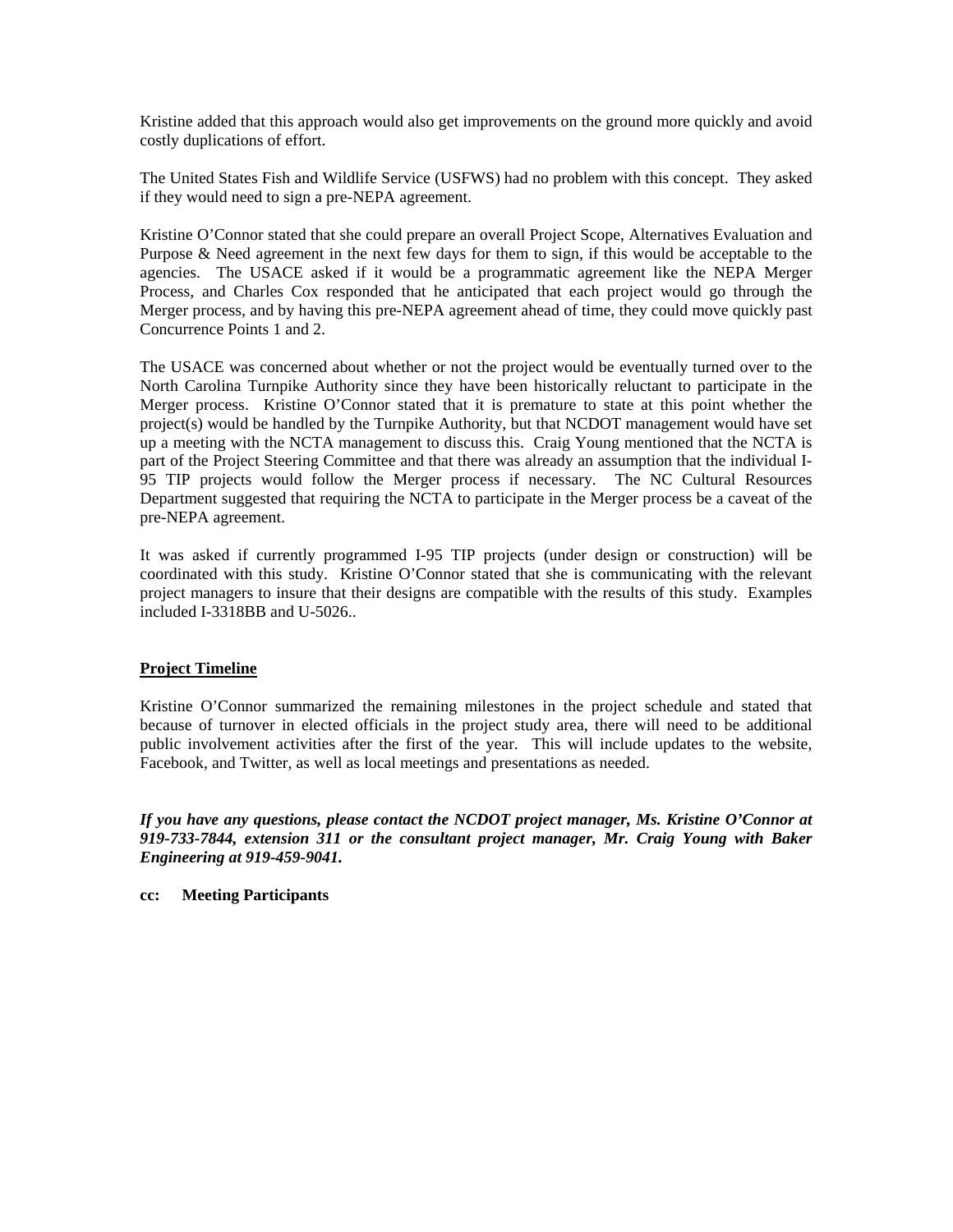Kristine added that this approach would also get improvements on the ground more quickly and avoid costly duplications of effort.

The United States Fish and Wildlife Service (USFWS) had no problem with this concept. They asked if they would need to sign a pre-NEPA agreement.

Kristine O'Connor stated that she could prepare an overall Project Scope, Alternatives Evaluation and Purpose & Need agreement in the next few days for them to sign, if this would be acceptable to the agencies. The USACE asked if it would be a programmatic agreement like the NEPA Merger Process, and Charles Cox responded that he anticipated that each project would go through the Merger process, and by having this pre-NEPA agreement ahead of time, they could move quickly past Concurrence Points 1 and 2.

The USACE was concerned about whether or not the project would be eventually turned over to the North Carolina Turnpike Authority since they have been historically reluctant to participate in the Merger process. Kristine O'Connor stated that it is premature to state at this point whether the project(s) would be handled by the Turnpike Authority, but that NCDOT management would have set up a meeting with the NCTA management to discuss this. Craig Young mentioned that the NCTA is part of the Project Steering Committee and that there was already an assumption that the individual I-95 TIP projects would follow the Merger process if necessary. The NC Cultural Resources Department suggested that requiring the NCTA to participate in the Merger process be a caveat of the pre-NEPA agreement.

It was asked if currently programmed I-95 TIP projects (under design or construction) will be coordinated with this study. Kristine O'Connor stated that she is communicating with the relevant project managers to insure that their designs are compatible with the results of this study. Examples included I-3318BB and U-5026..

**Project Timeline**

Kristine O'Connor summarized the remaining milestones in the project schedule and stated that because of turnover in elected officials in the project study area, there will need to be additional public involvement activities after the first of the year. This will include updates to the website, Facebook, and Twitter, as well as local meetings and presentations as needed.

***If you have any questions, please contact the NCDOT project manager, Ms. Kristine O'Connor at 919-733-7844, extension 311 or the consultant project manager, Mr. Craig Young with Baker Engineering at 919-459-9041.***

**cc: Meeting Participants**